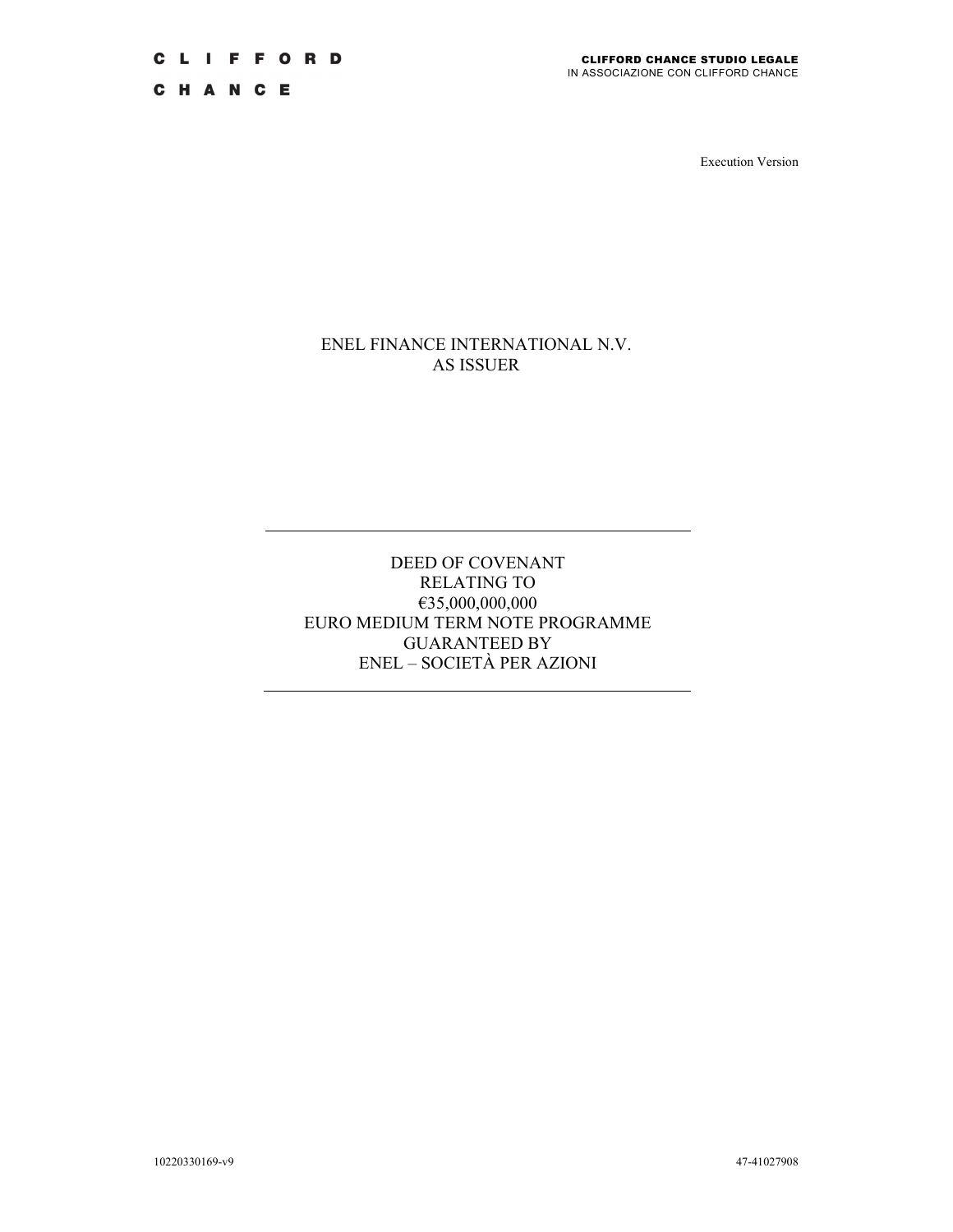CLIFFORD CHANCE

**CLIFFORD CHANCE STUDIO LEGALE**
IN ASSOCIAZIONE CON CLIFFORD CHANCE

Execution Version

ENEL FINANCE INTERNATIONAL N.V.
AS ISSUER

---

# DEED OF COVENANT
# RELATING TO
# €35,000,000,000
# EURO MEDIUM TERM NOTE PROGRAMME
# GUARANTEED BY
# ENEL – SOCIETÀ PER AZIONI

---

10220330169-v9

47-41027908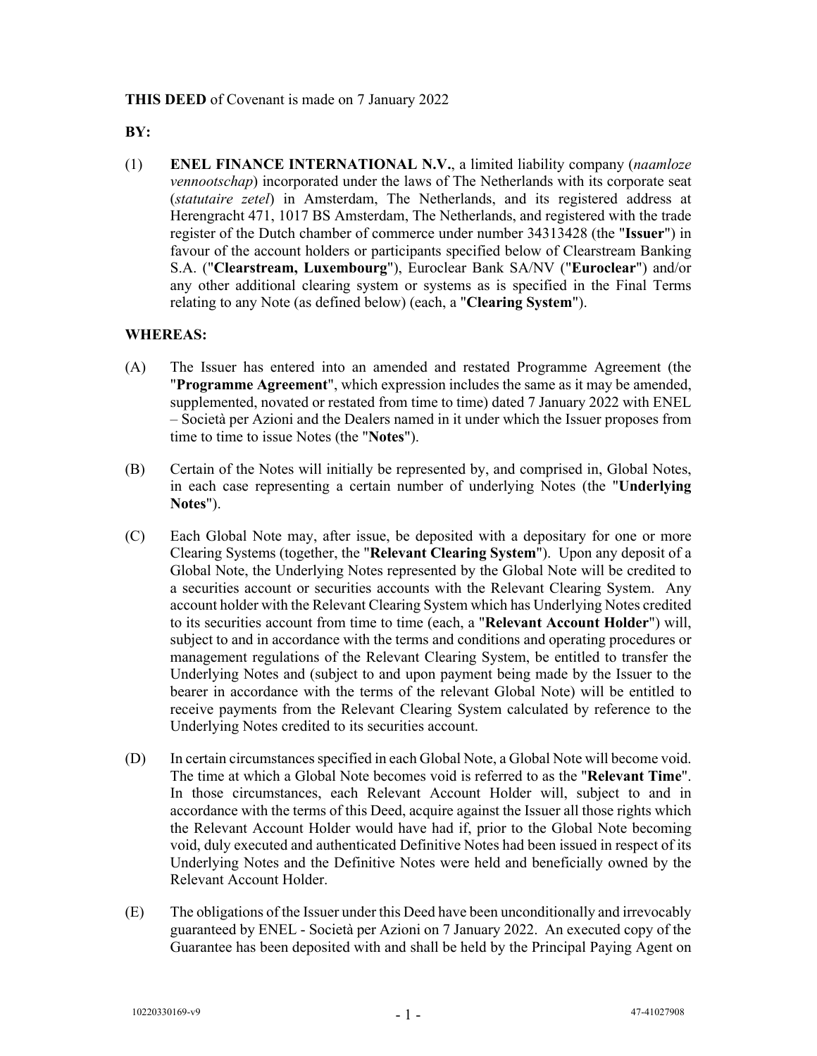**THIS DEED** of Covenant is made on 7 January 2022

**BY:**

(1) **ENEL FINANCE INTERNATIONAL N.V.**, a limited liability company (*naamloze vennootschap*) incorporated under the laws of The Netherlands with its corporate seat (*statutaire zetel*) in Amsterdam, The Netherlands, and its registered address at Herengracht 471, 1017 BS Amsterdam, The Netherlands, and registered with the trade register of the Dutch chamber of commerce under number 34313428 (the "**Issuer**") in favour of the account holders or participants specified below of Clearstream Banking S.A. ("**Clearstream, Luxembourg**"), Euroclear Bank SA/NV ("**Euroclear**") and/or any other additional clearing system or systems as is specified in the Final Terms relating to any Note (as defined below) (each, a "**Clearing System**").

**WHEREAS:**

(A) The Issuer has entered into an amended and restated Programme Agreement (the "**Programme Agreement**", which expression includes the same as it may be amended, supplemented, novated or restated from time to time) dated 7 January 2022 with ENEL – Società per Azioni and the Dealers named in it under which the Issuer proposes from time to time to issue Notes (the "**Notes**").

(B) Certain of the Notes will initially be represented by, and comprised in, Global Notes, in each case representing a certain number of underlying Notes (the "**Underlying Notes**").

(C) Each Global Note may, after issue, be deposited with a depositary for one or more Clearing Systems (together, the "**Relevant Clearing System**"). Upon any deposit of a Global Note, the Underlying Notes represented by the Global Note will be credited to a securities account or securities accounts with the Relevant Clearing System. Any account holder with the Relevant Clearing System which has Underlying Notes credited to its securities account from time to time (each, a "**Relevant Account Holder**") will, subject to and in accordance with the terms and conditions and operating procedures or management regulations of the Relevant Clearing System, be entitled to transfer the Underlying Notes and (subject to and upon payment being made by the Issuer to the bearer in accordance with the terms of the relevant Global Note) will be entitled to receive payments from the Relevant Clearing System calculated by reference to the Underlying Notes credited to its securities account.

(D) In certain circumstances specified in each Global Note, a Global Note will become void. The time at which a Global Note becomes void is referred to as the "**Relevant Time**". In those circumstances, each Relevant Account Holder will, subject to and in accordance with the terms of this Deed, acquire against the Issuer all those rights which the Relevant Account Holder would have had if, prior to the Global Note becoming void, duly executed and authenticated Definitive Notes had been issued in respect of its Underlying Notes and the Definitive Notes were held and beneficially owned by the Relevant Account Holder.

(E) The obligations of the Issuer under this Deed have been unconditionally and irrevocably guaranteed by ENEL - Società per Azioni on 7 January 2022. An executed copy of the Guarantee has been deposited with and shall be held by the Principal Paying Agent on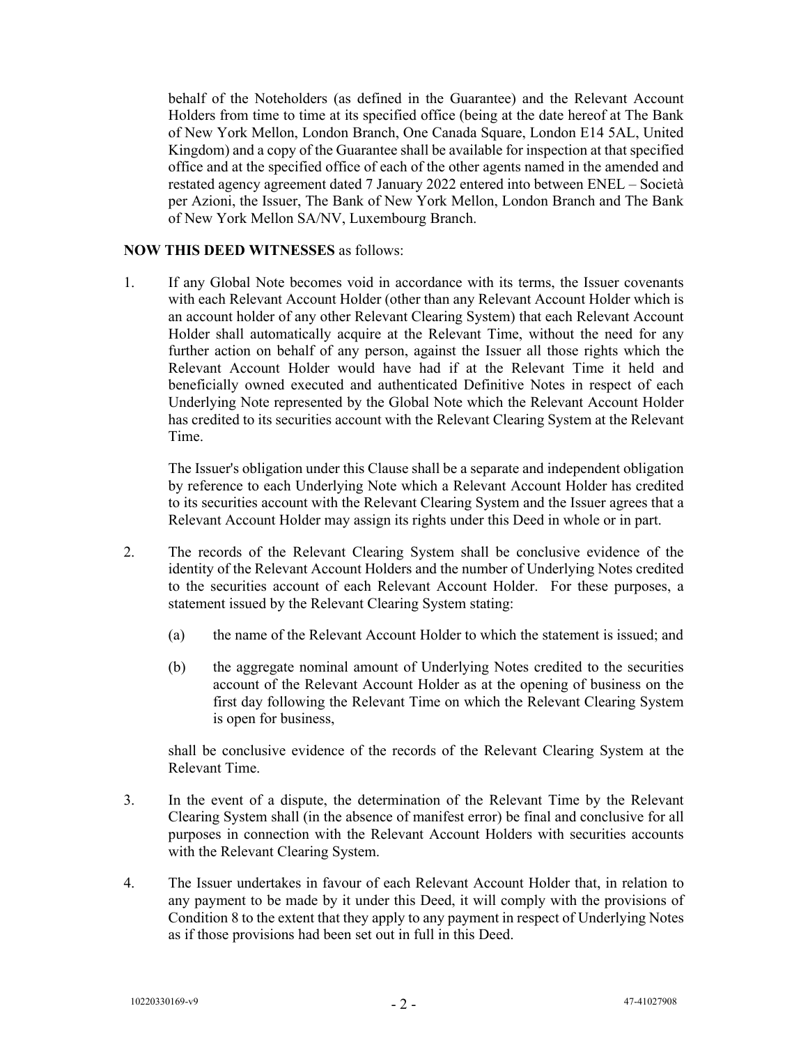behalf of the Noteholders (as defined in the Guarantee) and the Relevant Account Holders from time to time at its specified office (being at the date hereof at The Bank of New York Mellon, London Branch, One Canada Square, London E14 5AL, United Kingdom) and a copy of the Guarantee shall be available for inspection at that specified office and at the specified office of each of the other agents named in the amended and restated agency agreement dated 7 January 2022 entered into between ENEL – Società per Azioni, the Issuer, The Bank of New York Mellon, London Branch and The Bank of New York Mellon SA/NV, Luxembourg Branch.

**NOW THIS DEED WITNESSES** as follows:

1. If any Global Note becomes void in accordance with its terms, the Issuer covenants with each Relevant Account Holder (other than any Relevant Account Holder which is an account holder of any other Relevant Clearing System) that each Relevant Account Holder shall automatically acquire at the Relevant Time, without the need for any further action on behalf of any person, against the Issuer all those rights which the Relevant Account Holder would have had if at the Relevant Time it held and beneficially owned executed and authenticated Definitive Notes in respect of each Underlying Note represented by the Global Note which the Relevant Account Holder has credited to its securities account with the Relevant Clearing System at the Relevant Time.

   The Issuer's obligation under this Clause shall be a separate and independent obligation by reference to each Underlying Note which a Relevant Account Holder has credited to its securities account with the Relevant Clearing System and the Issuer agrees that a Relevant Account Holder may assign its rights under this Deed in whole or in part.

2. The records of the Relevant Clearing System shall be conclusive evidence of the identity of the Relevant Account Holders and the number of Underlying Notes credited to the securities account of each Relevant Account Holder. For these purposes, a statement issued by the Relevant Clearing System stating:

   (a) the name of the Relevant Account Holder to which the statement is issued; and

   (b) the aggregate nominal amount of Underlying Notes credited to the securities account of the Relevant Account Holder as at the opening of business on the first day following the Relevant Time on which the Relevant Clearing System is open for business,

   shall be conclusive evidence of the records of the Relevant Clearing System at the Relevant Time.

3. In the event of a dispute, the determination of the Relevant Time by the Relevant Clearing System shall (in the absence of manifest error) be final and conclusive for all purposes in connection with the Relevant Account Holders with securities accounts with the Relevant Clearing System.

4. The Issuer undertakes in favour of each Relevant Account Holder that, in relation to any payment to be made by it under this Deed, it will comply with the provisions of Condition 8 to the extent that they apply to any payment in respect of Underlying Notes as if those provisions had been set out in full in this Deed.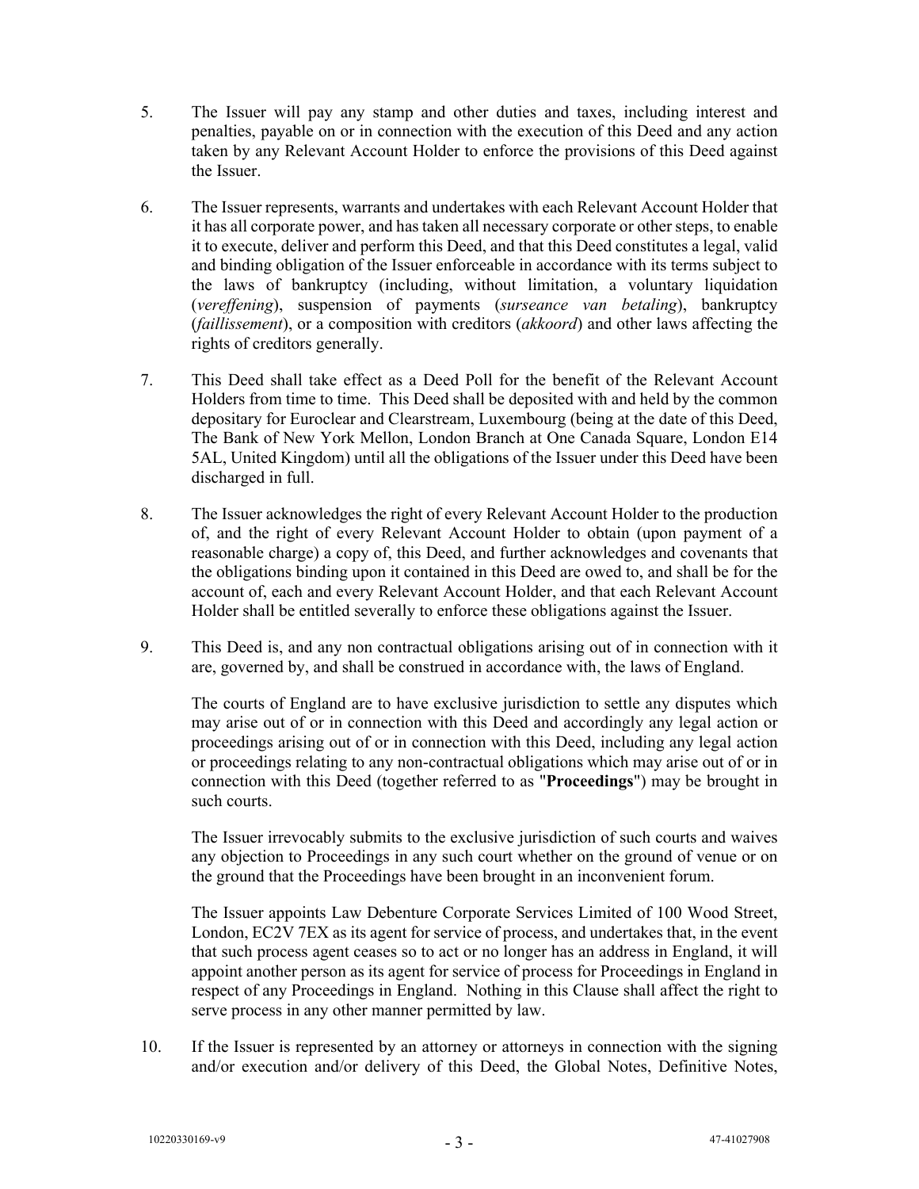5. The Issuer will pay any stamp and other duties and taxes, including interest and penalties, payable on or in connection with the execution of this Deed and any action taken by any Relevant Account Holder to enforce the provisions of this Deed against the Issuer.

6. The Issuer represents, warrants and undertakes with each Relevant Account Holder that it has all corporate power, and has taken all necessary corporate or other steps, to enable it to execute, deliver and perform this Deed, and that this Deed constitutes a legal, valid and binding obligation of the Issuer enforceable in accordance with its terms subject to the laws of bankruptcy (including, without limitation, a voluntary liquidation (*vereffening*), suspension of payments (*surseance van betaling*), bankruptcy (*faillissement*), or a composition with creditors (*akkoord*) and other laws affecting the rights of creditors generally.

7. This Deed shall take effect as a Deed Poll for the benefit of the Relevant Account Holders from time to time. This Deed shall be deposited with and held by the common depositary for Euroclear and Clearstream, Luxembourg (being at the date of this Deed, The Bank of New York Mellon, London Branch at One Canada Square, London E14 5AL, United Kingdom) until all the obligations of the Issuer under this Deed have been discharged in full.

8. The Issuer acknowledges the right of every Relevant Account Holder to the production of, and the right of every Relevant Account Holder to obtain (upon payment of a reasonable charge) a copy of, this Deed, and further acknowledges and covenants that the obligations binding upon it contained in this Deed are owed to, and shall be for the account of, each and every Relevant Account Holder, and that each Relevant Account Holder shall be entitled severally to enforce these obligations against the Issuer.

9. This Deed is, and any non contractual obligations arising out of in connection with it are, governed by, and shall be construed in accordance with, the laws of England.

   The courts of England are to have exclusive jurisdiction to settle any disputes which may arise out of or in connection with this Deed and accordingly any legal action or proceedings arising out of or in connection with this Deed, including any legal action or proceedings relating to any non-contractual obligations which may arise out of or in connection with this Deed (together referred to as "**Proceedings**") may be brought in such courts.

   The Issuer irrevocably submits to the exclusive jurisdiction of such courts and waives any objection to Proceedings in any such court whether on the ground of venue or on the ground that the Proceedings have been brought in an inconvenient forum.

   The Issuer appoints Law Debenture Corporate Services Limited of 100 Wood Street, London, EC2V 7EX as its agent for service of process, and undertakes that, in the event that such process agent ceases so to act or no longer has an address in England, it will appoint another person as its agent for service of process for Proceedings in England in respect of any Proceedings in England. Nothing in this Clause shall affect the right to serve process in any other manner permitted by law.

10. If the Issuer is represented by an attorney or attorneys in connection with the signing and/or execution and/or delivery of this Deed, the Global Notes, Definitive Notes,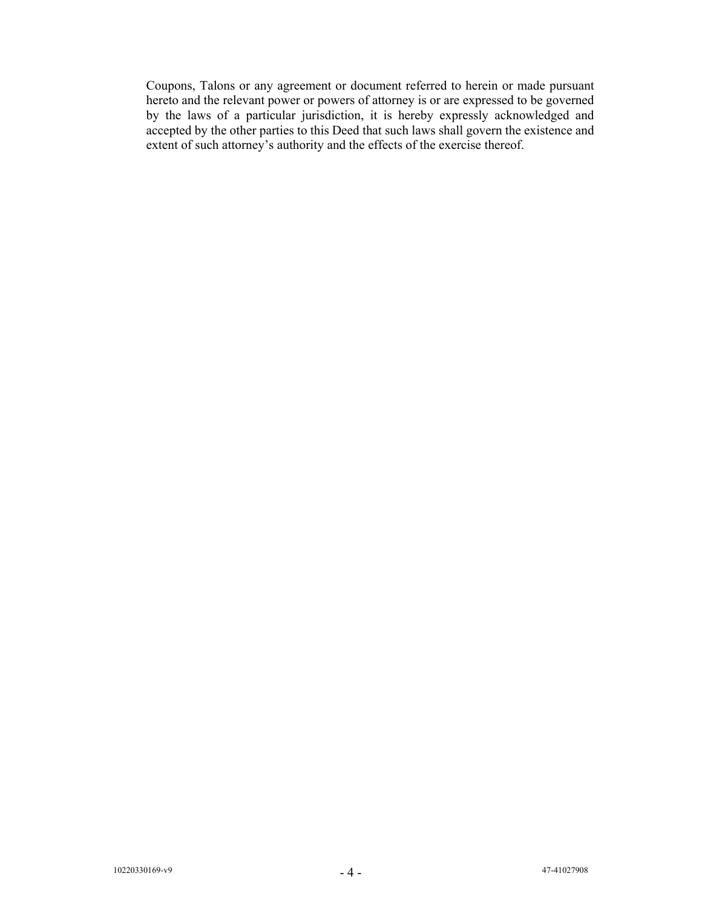Coupons, Talons or any agreement or document referred to herein or made pursuant hereto and the relevant power or powers of attorney is or are expressed to be governed by the laws of a particular jurisdiction, it is hereby expressly acknowledged and accepted by the other parties to this Deed that such laws shall govern the existence and extent of such attorney's authority and the effects of the exercise thereof.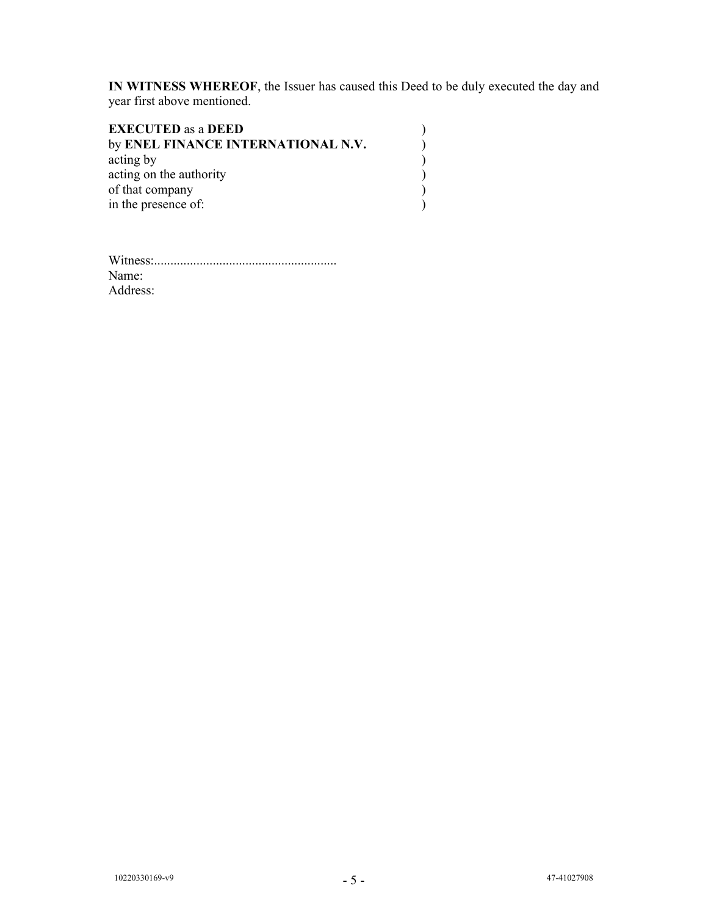**IN WITNESS WHEREOF**, the Issuer has caused this Deed to be duly executed the day and year first above mentioned.

| | |
|---|---|
| **EXECUTED** as a **DEED** | ) |
| by **ENEL FINANCE INTERNATIONAL N.V.** | ) |
| acting by | ) |
| acting on the authority | ) |
| of that company | ) |
| in the presence of: | ) |

Witness:........................................................
Name:
Address:

10220330169-v9 47-41027908